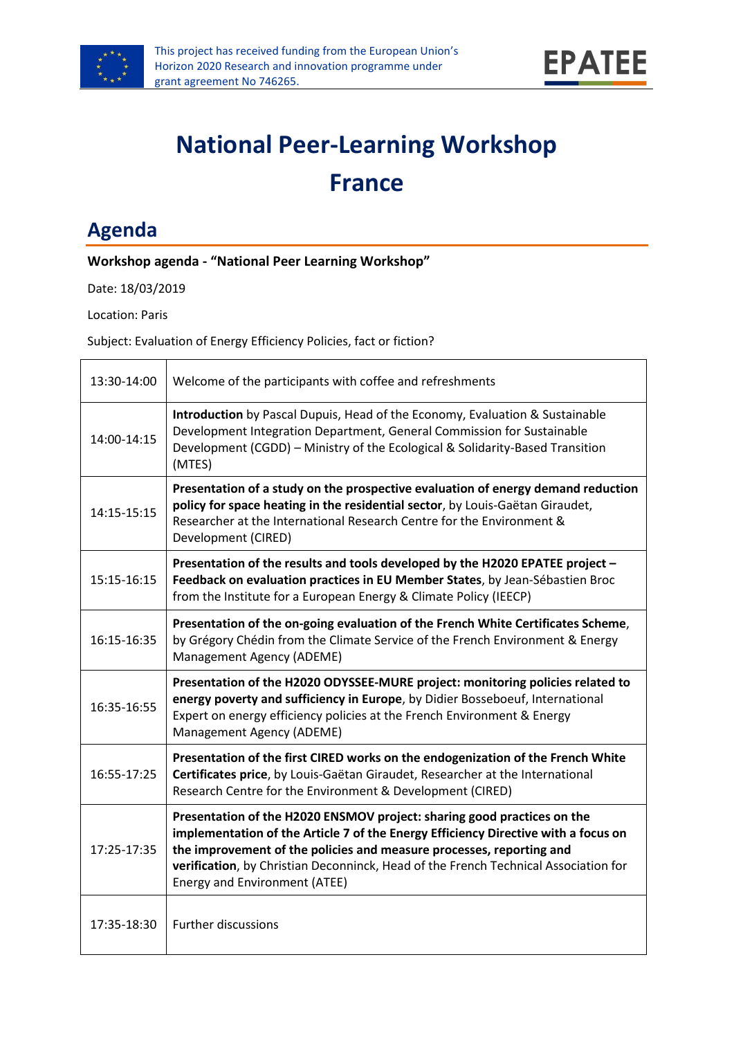This project has received funding from the European Union's Horizon 2020 Research and innovation programme under grant agreement No 746265.

EPATEE

# National Peer-Learning Workshop France

## Agenda

**Workshop agenda - "National Peer Learning Workshop"**

Date: 18/03/2019

Location: Paris

Subject: Evaluation of Energy Efficiency Policies, fact or fiction?

| | |
|---|---|
| 13:30-14:00 | Welcome of the participants with coffee and refreshments |
| 14:00-14:15 | **Introduction** by Pascal Dupuis, Head of the Economy, Evaluation & Sustainable Development Integration Department, General Commission for Sustainable Development (CGDD) – Ministry of the Ecological & Solidarity-Based Transition (MTES) |
| 14:15-15:15 | **Presentation of a study on the prospective evaluation of energy demand reduction policy for space heating in the residential sector**, by Louis-Gaëtan Giraudet, Researcher at the International Research Centre for the Environment & Development (CIRED) |
| 15:15-16:15 | **Presentation of the results and tools developed by the H2020 EPATEE project – Feedback on evaluation practices in EU Member States**, by Jean-Sébastien Broc from the Institute for a European Energy & Climate Policy (IEECP) |
| 16:15-16:35 | **Presentation of the on-going evaluation of the French White Certificates Scheme**, by Grégory Chédin from the Climate Service of the French Environment & Energy Management Agency (ADEME) |
| 16:35-16:55 | **Presentation of the H2020 ODYSSEE-MURE project: monitoring policies related to energy poverty and sufficiency in Europe**, by Didier Bosseboeuf, International Expert on energy efficiency policies at the French Environment & Energy Management Agency (ADEME) |
| 16:55-17:25 | **Presentation of the first CIRED works on the endogenization of the French White Certificates price**, by Louis-Gaëtan Giraudet, Researcher at the International Research Centre for the Environment & Development (CIRED) |
| 17:25-17:35 | **Presentation of the H2020 ENSMOV project: sharing good practices on the implementation of the Article 7 of the Energy Efficiency Directive with a focus on the improvement of the policies and measure processes, reporting and verification**, by Christian Deconninck, Head of the French Technical Association for Energy and Environment (ATEE) |
| 17:35-18:30 | Further discussions |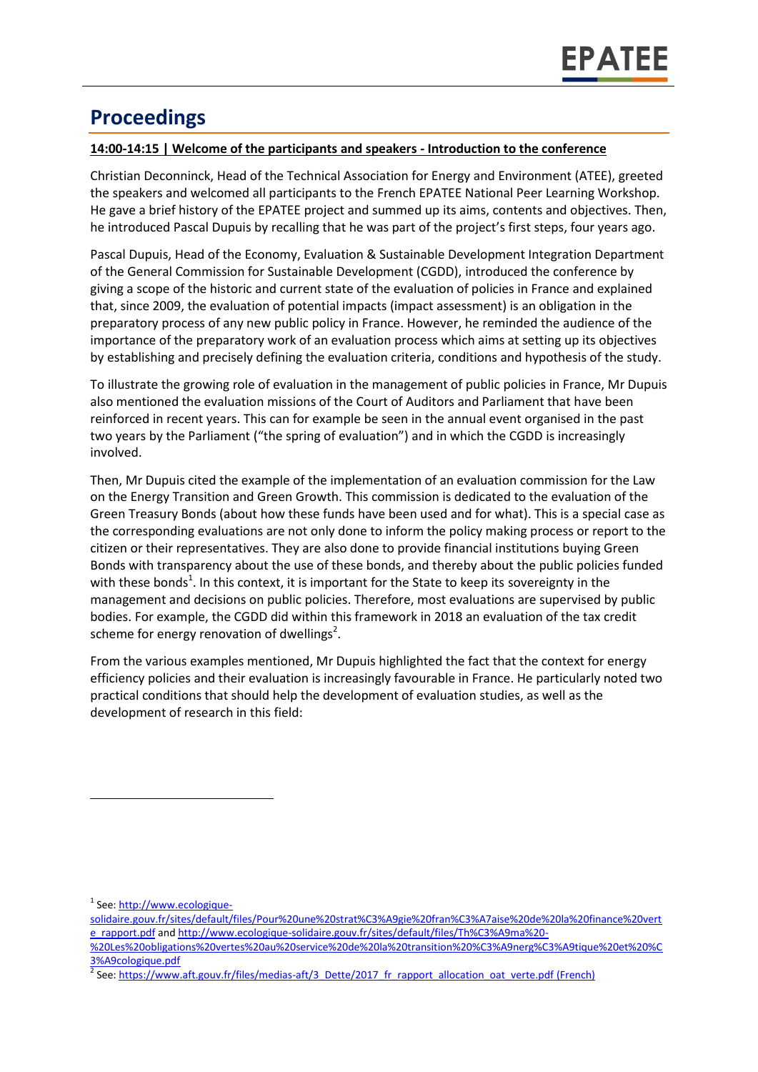# Proceedings

**14:00-14:15 | Welcome of the participants and speakers - Introduction to the conference**

Christian Deconninck, Head of the Technical Association for Energy and Environment (ATEE), greeted the speakers and welcomed all participants to the French EPATEE National Peer Learning Workshop. He gave a brief history of the EPATEE project and summed up its aims, contents and objectives. Then, he introduced Pascal Dupuis by recalling that he was part of the project's first steps, four years ago.

Pascal Dupuis, Head of the Economy, Evaluation & Sustainable Development Integration Department of the General Commission for Sustainable Development (CGDD), introduced the conference by giving a scope of the historic and current state of the evaluation of policies in France and explained that, since 2009, the evaluation of potential impacts (impact assessment) is an obligation in the preparatory process of any new public policy in France. However, he reminded the audience of the importance of the preparatory work of an evaluation process which aims at setting up its objectives by establishing and precisely defining the evaluation criteria, conditions and hypothesis of the study.

To illustrate the growing role of evaluation in the management of public policies in France, Mr Dupuis also mentioned the evaluation missions of the Court of Auditors and Parliament that have been reinforced in recent years. This can for example be seen in the annual event organised in the past two years by the Parliament ("the spring of evaluation") and in which the CGDD is increasingly involved.

Then, Mr Dupuis cited the example of the implementation of an evaluation commission for the Law on the Energy Transition and Green Growth. This commission is dedicated to the evaluation of the Green Treasury Bonds (about how these funds have been used and for what). This is a special case as the corresponding evaluations are not only done to inform the policy making process or report to the citizen or their representatives. They are also done to provide financial institutions buying Green Bonds with transparency about the use of these bonds, and thereby about the public policies funded with these bonds[1]. In this context, it is important for the State to keep its sovereignty in the management and decisions on public policies. Therefore, most evaluations are supervised by public bodies. For example, the CGDD did within this framework in 2018 an evaluation of the tax credit scheme for energy renovation of dwellings[2].

From the various examples mentioned, Mr Dupuis highlighted the fact that the context for energy efficiency policies and their evaluation is increasingly favourable in France. He particularly noted two practical conditions that should help the development of evaluation studies, as well as the development of research in this field:

---

[1] See: http://www.ecologique-solidaire.gouv.fr/sites/default/files/Pour%20une%20strat%C3%A9gie%20fran%C3%A7aise%20de%20la%20finance%20verte_rapport.pdf and http://www.ecologique-solidaire.gouv.fr/sites/default/files/Th%C3%A9ma%20-%20Les%20obligations%20vertes%20au%20service%20de%20la%20transition%20%C3%A9nerg%C3%A9tique%20et%20%C3%A9cologique.pdf

[2] See: https://www.aft.gouv.fr/files/medias-aft/3_Dette/2017_fr_rapport_allocation_oat_verte.pdf (French)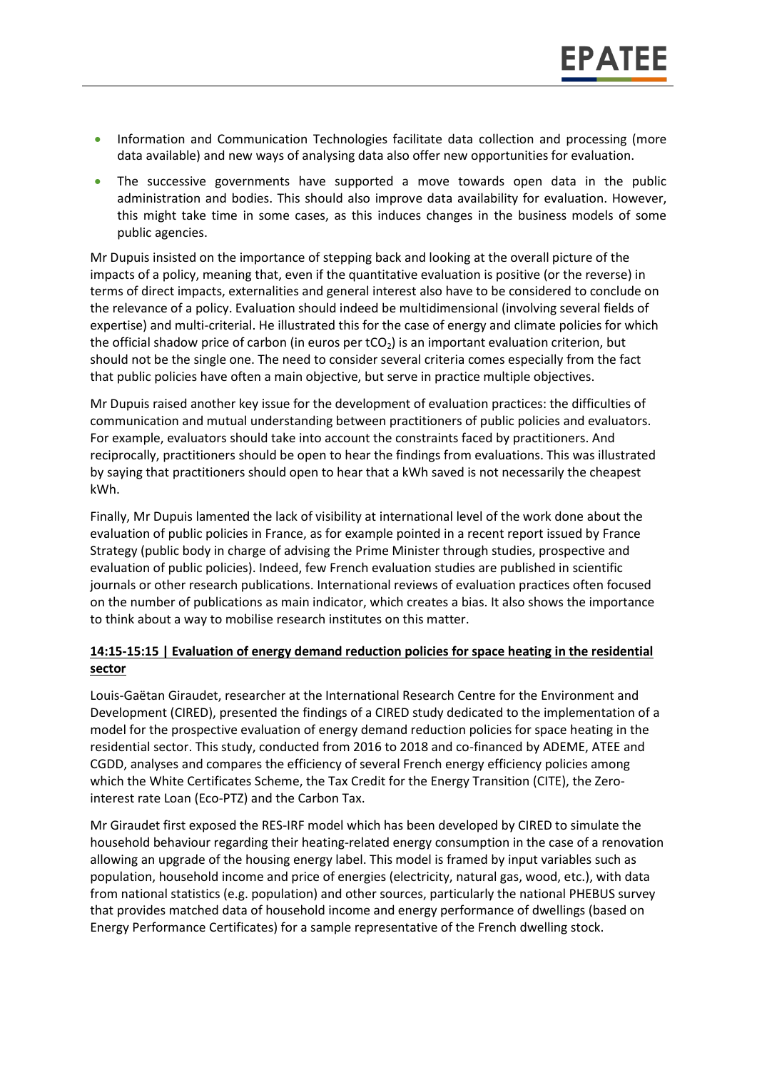- Information and Communication Technologies facilitate data collection and processing (more data available) and new ways of analysing data also offer new opportunities for evaluation.
- The successive governments have supported a move towards open data in the public administration and bodies. This should also improve data availability for evaluation. However, this might take time in some cases, as this induces changes in the business models of some public agencies.

Mr Dupuis insisted on the importance of stepping back and looking at the overall picture of the impacts of a policy, meaning that, even if the quantitative evaluation is positive (or the reverse) in terms of direct impacts, externalities and general interest also have to be considered to conclude on the relevance of a policy. Evaluation should indeed be multidimensional (involving several fields of expertise) and multi-criterial. He illustrated this for the case of energy and climate policies for which the official shadow price of carbon (in euros per $tCO_2$) is an important evaluation criterion, but should not be the single one. The need to consider several criteria comes especially from the fact that public policies have often a main objective, but serve in practice multiple objectives.

Mr Dupuis raised another key issue for the development of evaluation practices: the difficulties of communication and mutual understanding between practitioners of public policies and evaluators. For example, evaluators should take into account the constraints faced by practitioners. And reciprocally, practitioners should be open to hear the findings from evaluations. This was illustrated by saying that practitioners should open to hear that a kWh saved is not necessarily the cheapest kWh.

Finally, Mr Dupuis lamented the lack of visibility at international level of the work done about the evaluation of public policies in France, as for example pointed in a recent report issued by France Strategy (public body in charge of advising the Prime Minister through studies, prospective and evaluation of public policies). Indeed, few French evaluation studies are published in scientific journals or other research publications. International reviews of evaluation practices often focused on the number of publications as main indicator, which creates a bias. It also shows the importance to think about a way to mobilise research institutes on this matter.

**14:15-15:15 | Evaluation of energy demand reduction policies for space heating in the residential sector**

Louis-Gaëtan Giraudet, researcher at the International Research Centre for the Environment and Development (CIRED), presented the findings of a CIRED study dedicated to the implementation of a model for the prospective evaluation of energy demand reduction policies for space heating in the residential sector. This study, conducted from 2016 to 2018 and co-financed by ADEME, ATEE and CGDD, analyses and compares the efficiency of several French energy efficiency policies among which the White Certificates Scheme, the Tax Credit for the Energy Transition (CITE), the Zero-interest rate Loan (Eco-PTZ) and the Carbon Tax.

Mr Giraudet first exposed the RES-IRF model which has been developed by CIRED to simulate the household behaviour regarding their heating-related energy consumption in the case of a renovation allowing an upgrade of the housing energy label. This model is framed by input variables such as population, household income and price of energies (electricity, natural gas, wood, etc.), with data from national statistics (e.g. population) and other sources, particularly the national PHEBUS survey that provides matched data of household income and energy performance of dwellings (based on Energy Performance Certificates) for a sample representative of the French dwelling stock.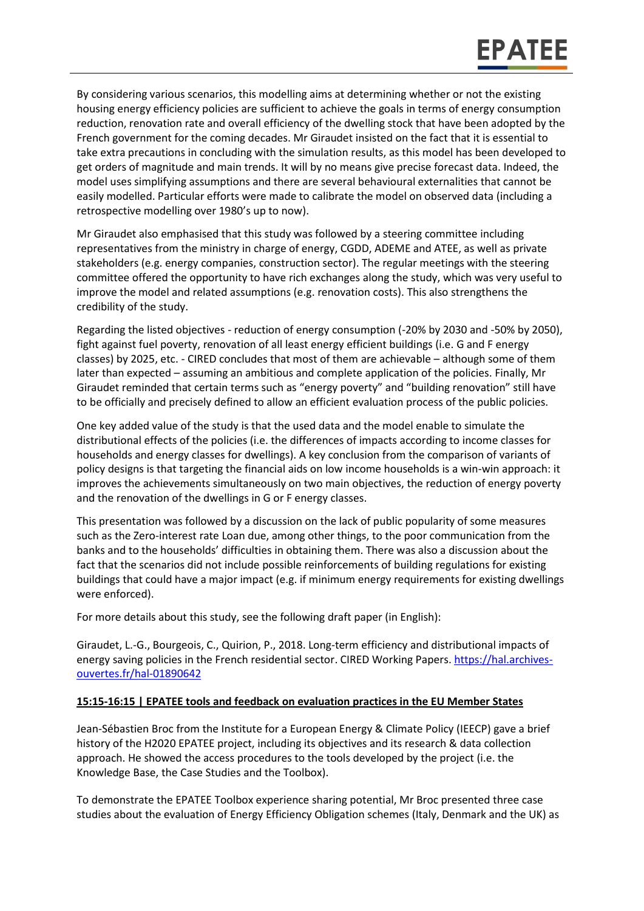By considering various scenarios, this modelling aims at determining whether or not the existing housing energy efficiency policies are sufficient to achieve the goals in terms of energy consumption reduction, renovation rate and overall efficiency of the dwelling stock that have been adopted by the French government for the coming decades. Mr Giraudet insisted on the fact that it is essential to take extra precautions in concluding with the simulation results, as this model has been developed to get orders of magnitude and main trends. It will by no means give precise forecast data. Indeed, the model uses simplifying assumptions and there are several behavioural externalities that cannot be easily modelled. Particular efforts were made to calibrate the model on observed data (including a retrospective modelling over 1980's up to now).

Mr Giraudet also emphasised that this study was followed by a steering committee including representatives from the ministry in charge of energy, CGDD, ADEME and ATEE, as well as private stakeholders (e.g. energy companies, construction sector). The regular meetings with the steering committee offered the opportunity to have rich exchanges along the study, which was very useful to improve the model and related assumptions (e.g. renovation costs). This also strengthens the credibility of the study.

Regarding the listed objectives - reduction of energy consumption (-20% by 2030 and -50% by 2050), fight against fuel poverty, renovation of all least energy efficient buildings (i.e. G and F energy classes) by 2025, etc. - CIRED concludes that most of them are achievable – although some of them later than expected – assuming an ambitious and complete application of the policies. Finally, Mr Giraudet reminded that certain terms such as "energy poverty" and "building renovation" still have to be officially and precisely defined to allow an efficient evaluation process of the public policies.

One key added value of the study is that the used data and the model enable to simulate the distributional effects of the policies (i.e. the differences of impacts according to income classes for households and energy classes for dwellings). A key conclusion from the comparison of variants of policy designs is that targeting the financial aids on low income households is a win-win approach: it improves the achievements simultaneously on two main objectives, the reduction of energy poverty and the renovation of the dwellings in G or F energy classes.

This presentation was followed by a discussion on the lack of public popularity of some measures such as the Zero-interest rate Loan due, among other things, to the poor communication from the banks and to the households' difficulties in obtaining them. There was also a discussion about the fact that the scenarios did not include possible reinforcements of building regulations for existing buildings that could have a major impact (e.g. if minimum energy requirements for existing dwellings were enforced).

For more details about this study, see the following draft paper (in English):

Giraudet, L.-G., Bourgeois, C., Quirion, P., 2018. Long-term efficiency and distributional impacts of energy saving policies in the French residential sector. CIRED Working Papers. https://hal.archives-ouvertes.fr/hal-01890642

**15:15-16:15 | EPATEE tools and feedback on evaluation practices in the EU Member States**

Jean-Sébastien Broc from the Institute for a European Energy & Climate Policy (IEECP) gave a brief history of the H2020 EPATEE project, including its objectives and its research & data collection approach. He showed the access procedures to the tools developed by the project (i.e. the Knowledge Base, the Case Studies and the Toolbox).

To demonstrate the EPATEE Toolbox experience sharing potential, Mr Broc presented three case studies about the evaluation of Energy Efficiency Obligation schemes (Italy, Denmark and the UK) as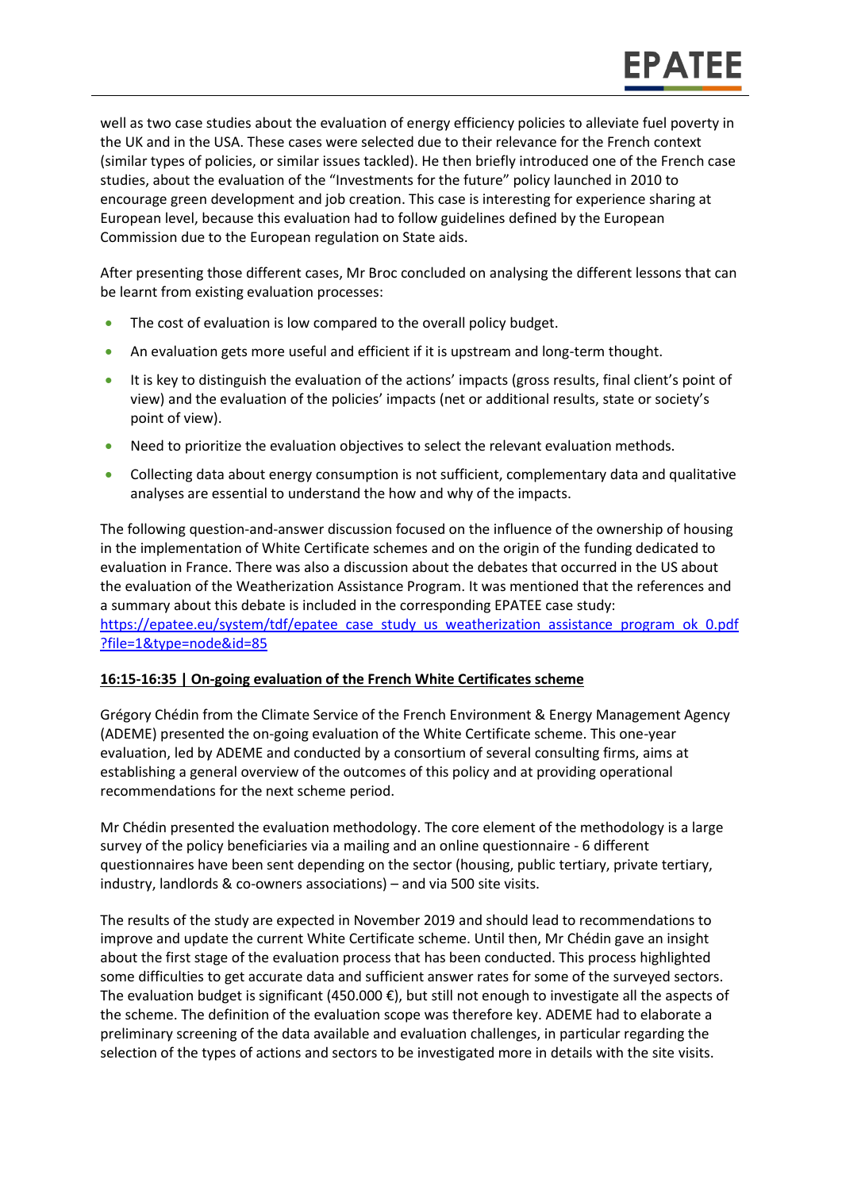well as two case studies about the evaluation of energy efficiency policies to alleviate fuel poverty in the UK and in the USA. These cases were selected due to their relevance for the French context (similar types of policies, or similar issues tackled). He then briefly introduced one of the French case studies, about the evaluation of the "Investments for the future" policy launched in 2010 to encourage green development and job creation. This case is interesting for experience sharing at European level, because this evaluation had to follow guidelines defined by the European Commission due to the European regulation on State aids.

After presenting those different cases, Mr Broc concluded on analysing the different lessons that can be learnt from existing evaluation processes:

- The cost of evaluation is low compared to the overall policy budget.
- An evaluation gets more useful and efficient if it is upstream and long-term thought.
- It is key to distinguish the evaluation of the actions' impacts (gross results, final client's point of view) and the evaluation of the policies' impacts (net or additional results, state or society's point of view).
- Need to prioritize the evaluation objectives to select the relevant evaluation methods.
- Collecting data about energy consumption is not sufficient, complementary data and qualitative analyses are essential to understand the how and why of the impacts.

The following question-and-answer discussion focused on the influence of the ownership of housing in the implementation of White Certificate schemes and on the origin of the funding dedicated to evaluation in France. There was also a discussion about the debates that occurred in the US about the evaluation of the Weatherization Assistance Program. It was mentioned that the references and a summary about this debate is included in the corresponding EPATEE case study: https://epatee.eu/system/tdf/epatee_case_study_us_weatherization_assistance_program_ok_0.pdf?file=1&type=node&id=85

**16:15-16:35 | On-going evaluation of the French White Certificates scheme**

Grégory Chédin from the Climate Service of the French Environment & Energy Management Agency (ADEME) presented the on-going evaluation of the White Certificate scheme. This one-year evaluation, led by ADEME and conducted by a consortium of several consulting firms, aims at establishing a general overview of the outcomes of this policy and at providing operational recommendations for the next scheme period.

Mr Chédin presented the evaluation methodology. The core element of the methodology is a large survey of the policy beneficiaries via a mailing and an online questionnaire - 6 different questionnaires have been sent depending on the sector (housing, public tertiary, private tertiary, industry, landlords & co-owners associations) – and via 500 site visits.

The results of the study are expected in November 2019 and should lead to recommendations to improve and update the current White Certificate scheme. Until then, Mr Chédin gave an insight about the first stage of the evaluation process that has been conducted. This process highlighted some difficulties to get accurate data and sufficient answer rates for some of the surveyed sectors. The evaluation budget is significant (450.000 €), but still not enough to investigate all the aspects of the scheme. The definition of the evaluation scope was therefore key. ADEME had to elaborate a preliminary screening of the data available and evaluation challenges, in particular regarding the selection of the types of actions and sectors to be investigated more in details with the site visits.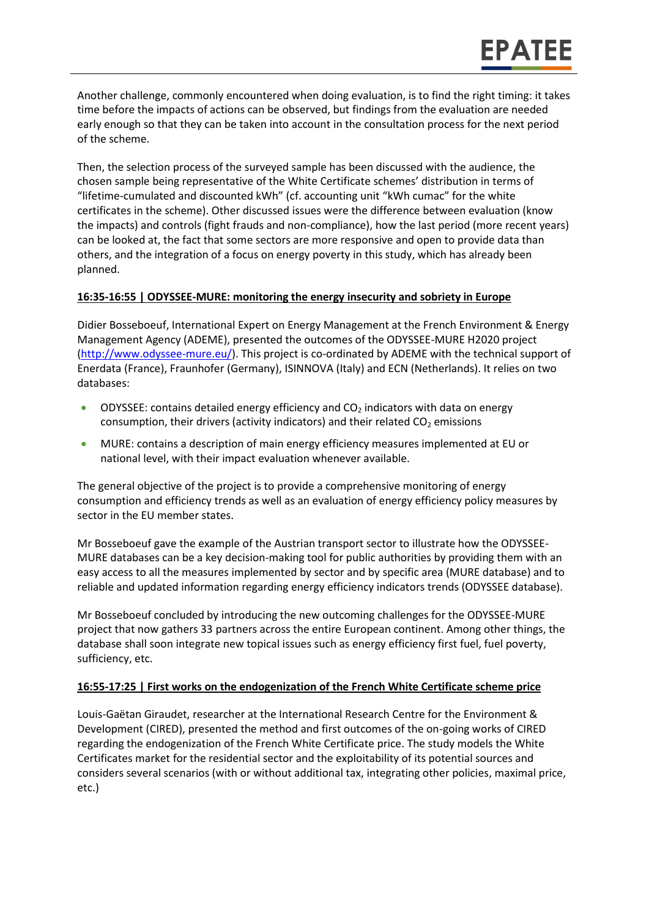Another challenge, commonly encountered when doing evaluation, is to find the right timing: it takes time before the impacts of actions can be observed, but findings from the evaluation are needed early enough so that they can be taken into account in the consultation process for the next period of the scheme.

Then, the selection process of the surveyed sample has been discussed with the audience, the chosen sample being representative of the White Certificate schemes' distribution in terms of "lifetime-cumulated and discounted kWh" (cf. accounting unit "kWh cumac" for the white certificates in the scheme). Other discussed issues were the difference between evaluation (know the impacts) and controls (fight frauds and non-compliance), how the last period (more recent years) can be looked at, the fact that some sectors are more responsive and open to provide data than others, and the integration of a focus on energy poverty in this study, which has already been planned.

**16:35-16:55 | ODYSSEE-MURE: monitoring the energy insecurity and sobriety in Europe**

Didier Bosseboeuf, International Expert on Energy Management at the French Environment & Energy Management Agency (ADEME), presented the outcomes of the ODYSSEE-MURE H2020 project (http://www.odyssee-mure.eu/). This project is co-ordinated by ADEME with the technical support of Enerdata (France), Fraunhofer (Germany), ISINNOVA (Italy) and ECN (Netherlands). It relies on two databases:

- ODYSSEE: contains detailed energy efficiency and $CO_2$ indicators with data on energy consumption, their drivers (activity indicators) and their related $CO_2$ emissions
- MURE: contains a description of main energy efficiency measures implemented at EU or national level, with their impact evaluation whenever available.

The general objective of the project is to provide a comprehensive monitoring of energy consumption and efficiency trends as well as an evaluation of energy efficiency policy measures by sector in the EU member states.

Mr Bosseboeuf gave the example of the Austrian transport sector to illustrate how the ODYSSEE-MURE databases can be a key decision-making tool for public authorities by providing them with an easy access to all the measures implemented by sector and by specific area (MURE database) and to reliable and updated information regarding energy efficiency indicators trends (ODYSSEE database).

Mr Bosseboeuf concluded by introducing the new outcoming challenges for the ODYSSEE-MURE project that now gathers 33 partners across the entire European continent. Among other things, the database shall soon integrate new topical issues such as energy efficiency first fuel, fuel poverty, sufficiency, etc.

**16:55-17:25 | First works on the endogenization of the French White Certificate scheme price**

Louis-Gaëtan Giraudet, researcher at the International Research Centre for the Environment & Development (CIRED), presented the method and first outcomes of the on-going works of CIRED regarding the endogenization of the French White Certificate price. The study models the White Certificates market for the residential sector and the exploitability of its potential sources and considers several scenarios (with or without additional tax, integrating other policies, maximal price, etc.)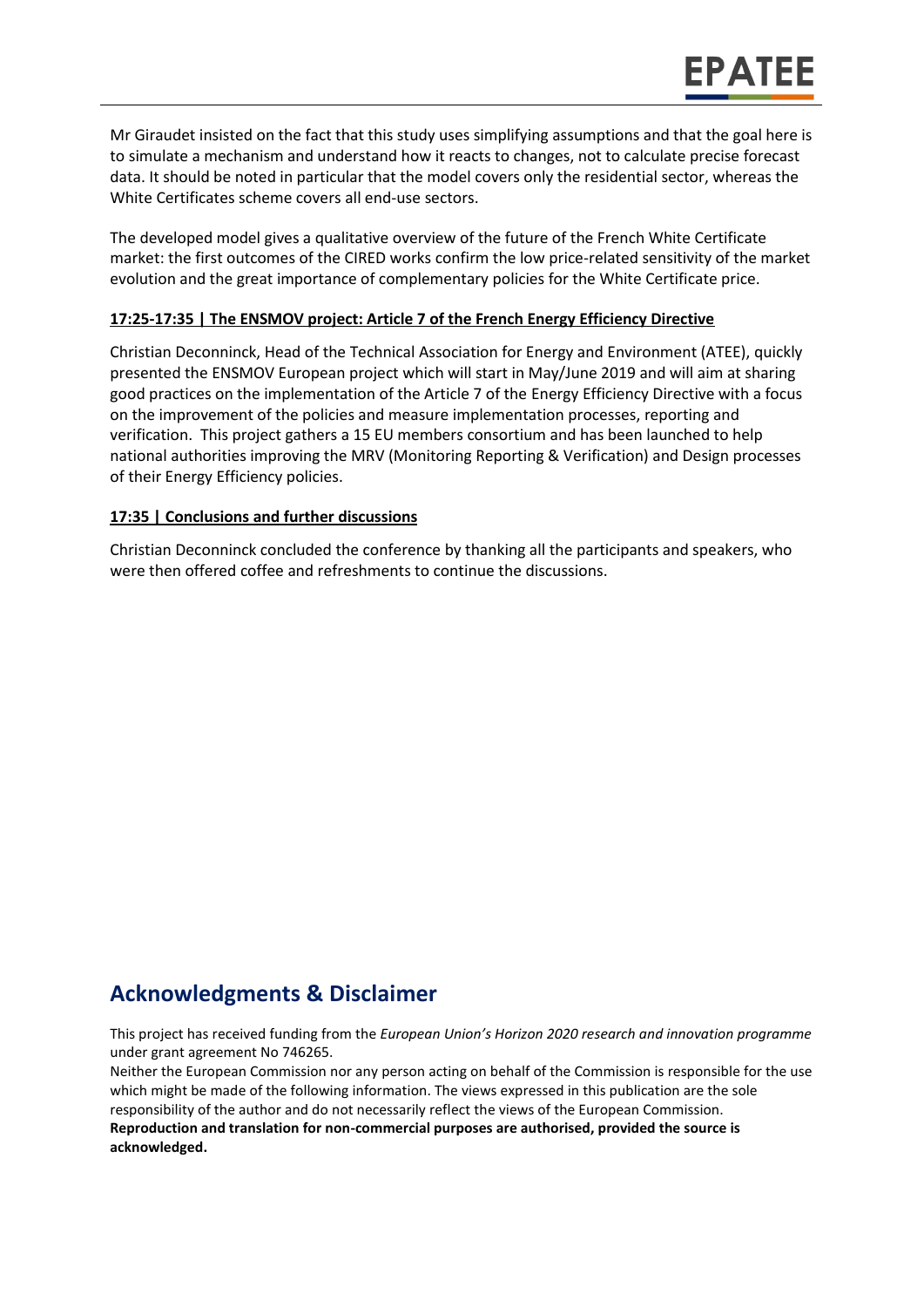Mr Giraudet insisted on the fact that this study uses simplifying assumptions and that the goal here is to simulate a mechanism and understand how it reacts to changes, not to calculate precise forecast data. It should be noted in particular that the model covers only the residential sector, whereas the White Certificates scheme covers all end-use sectors.

The developed model gives a qualitative overview of the future of the French White Certificate market: the first outcomes of the CIRED works confirm the low price-related sensitivity of the market evolution and the great importance of complementary policies for the White Certificate price.

**17:25-17:35 | The ENSMOV project: Article 7 of the French Energy Efficiency Directive**

Christian Deconninck, Head of the Technical Association for Energy and Environment (ATEE), quickly presented the ENSMOV European project which will start in May/June 2019 and will aim at sharing good practices on the implementation of the Article 7 of the Energy Efficiency Directive with a focus on the improvement of the policies and measure implementation processes, reporting and verification. This project gathers a 15 EU members consortium and has been launched to help national authorities improving the MRV (Monitoring Reporting & Verification) and Design processes of their Energy Efficiency policies.

**17:35 | Conclusions and further discussions**

Christian Deconninck concluded the conference by thanking all the participants and speakers, who were then offered coffee and refreshments to continue the discussions.

## Acknowledgments & Disclaimer

This project has received funding from the *European Union's Horizon 2020 research and innovation programme* under grant agreement No 746265.
Neither the European Commission nor any person acting on behalf of the Commission is responsible for the use which might be made of the following information. The views expressed in this publication are the sole responsibility of the author and do not necessarily reflect the views of the European Commission.
**Reproduction and translation for non-commercial purposes are authorised, provided the source is acknowledged.**